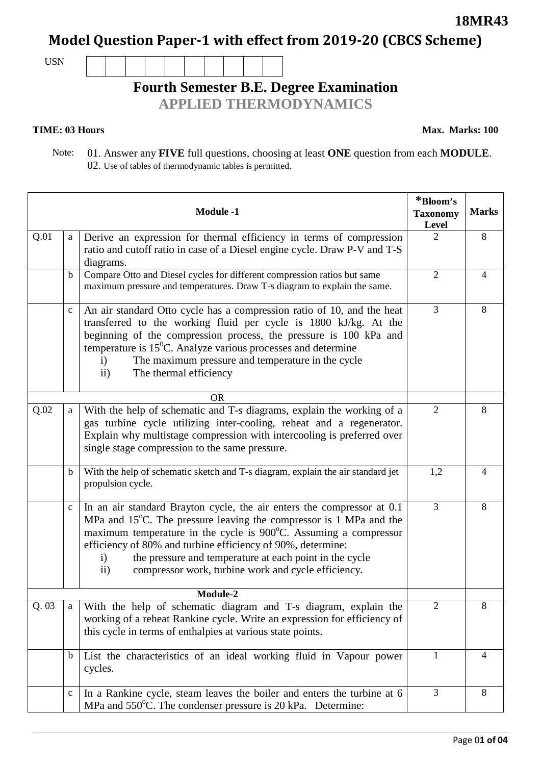**18MR43**

# Model Question Paper-1 with effect from 2019-20 (CBCS Scheme)

USN | | | | | | | | | |

## Fourth Semester B.E. Degree Examination

## APPLIED THERMODYNAMICS

**TIME: 03 Hours** **Max. Marks: 100**

Note: 01. Answer any **FIVE** full questions, choosing at least **ONE** question from each **MODULE**.
02. Use of tables of thermodynamic tables is permitted.

| | | **Module -1** | ***Bloom's Taxonomy Level** | **Marks** |
|---|---|---|---|---|
| Q.01 | a | Derive an expression for thermal efficiency in terms of compression ratio and cutoff ratio in case of a Diesel engine cycle. Draw P-V and T-S diagrams. | 2 | 8 |
| | b | Compare Otto and Diesel cycles for different compression ratios but same maximum pressure and temperatures. Draw T-s diagram to explain the same. | 2 | 4 |
| | c | An air standard Otto cycle has a compression ratio of 10, and the heat transferred to the working fluid per cycle is 1800 kJ/kg. At the beginning of the compression process, the pressure is 100 kPa and temperature is $15^0$C. Analyze various processes and determine<br>i) The maximum pressure and temperature in the cycle<br>ii) The thermal efficiency | 3 | 8 |
| | | **OR** | | |
| Q.02 | a | With the help of schematic and T-s diagrams, explain the working of a gas turbine cycle utilizing inter-cooling, reheat and a regenerator. Explain why multistage compression with intercooling is preferred over single stage compression to the same pressure. | 2 | 8 |
| | b | With the help of schematic sketch and T-s diagram, explain the air standard jet propulsion cycle. | 1,2 | 4 |
| | c | In an air standard Brayton cycle, the air enters the compressor at 0.1 MPa and $15^o$C. The pressure leaving the compressor is 1 MPa and the maximum temperature in the cycle is $900^o$C. Assuming a compressor efficiency of 80% and turbine efficiency of 90%, determine:<br>i) the pressure and temperature at each point in the cycle<br>ii) compressor work, turbine work and cycle efficiency. | 3 | 8 |
| | | **Module-2** | | |
| Q. 03 | a | With the help of schematic diagram and T-s diagram, explain the working of a reheat Rankine cycle. Write an expression for efficiency of this cycle in terms of enthalpies at various state points. | 2 | 8 |
| | b | List the characteristics of an ideal working fluid in Vapour power cycles. | 1 | 4 |
| | c | In a Rankine cycle, steam leaves the boiler and enters the turbine at 6 MPa and $550^o$C. The condenser pressure is 20 kPa. Determine: | 3 | 8 |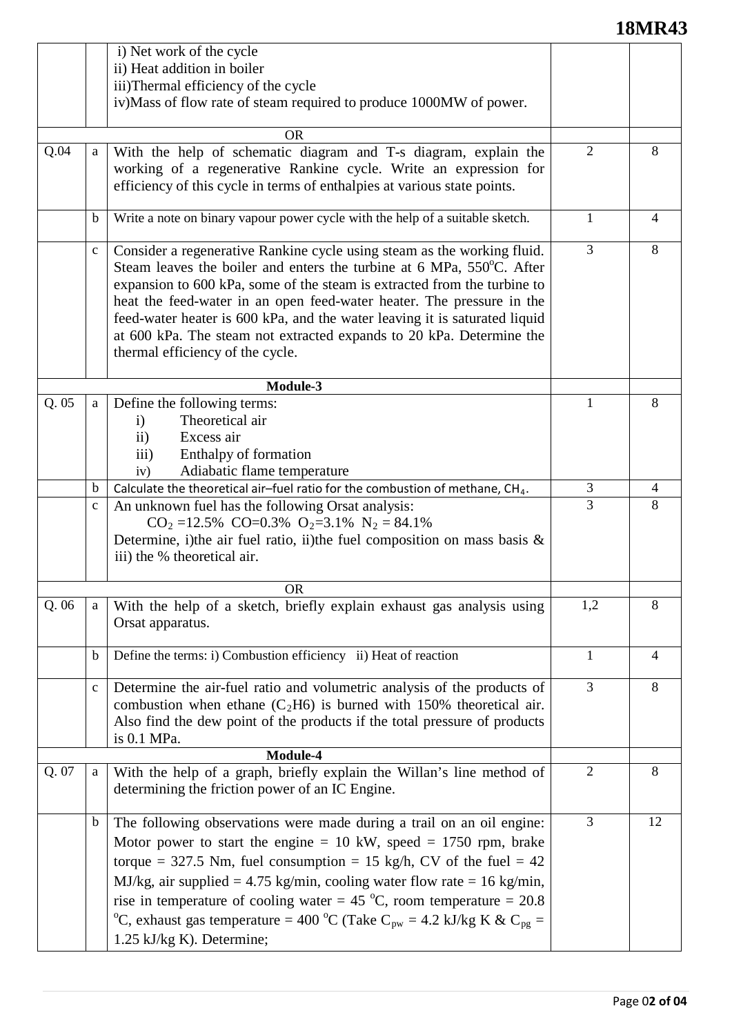| | | | | |
|---|---|---|---|---|
| | | i) Net work of the cycle<br>ii) Heat addition in boiler<br>iii)Thermal efficiency of the cycle<br>iv)Mass of flow rate of steam required to produce 1000MW of power. | | |
| | | **OR** | | |
| Q.04 | a | With the help of schematic diagram and T-s diagram, explain the working of a regenerative Rankine cycle. Write an expression for efficiency of this cycle in terms of enthalpies at various state points. | 2 | 8 |
| | b | Write a note on binary vapour power cycle with the help of a suitable sketch. | 1 | 4 |
| | c | Consider a regenerative Rankine cycle using steam as the working fluid. Steam leaves the boiler and enters the turbine at 6 MPa, 550°C. After expansion to 600 kPa, some of the steam is extracted from the turbine to heat the feed-water in an open feed-water heater. The pressure in the feed-water heater is 600 kPa, and the water leaving it is saturated liquid at 600 kPa. The steam not extracted expands to 20 kPa. Determine the thermal efficiency of the cycle. | 3 | 8 |
| | | **Module-3** | | |
| Q. 05 | a | Define the following terms:<br>i) Theoretical air<br>ii) Excess air<br>iii) Enthalpy of formation<br>iv) Adiabatic flame temperature | 1 | 8 |
| | b | Calculate the theoretical air–fuel ratio for the combustion of methane, $CH_4$. | 3 | 4 |
| | c | An unknown fuel has the following Orsat analysis:<br>$CO_2$ =12.5% CO=0.3% $O_2$=3.1% $N_2$ = 84.1%<br>Determine, i)the air fuel ratio, ii)the fuel composition on mass basis & iii) the % theoretical air. | 3 | 8 |
| | | **OR** | | |
| Q. 06 | a | With the help of a sketch, briefly explain exhaust gas analysis using Orsat apparatus. | 1,2 | 8 |
| | b | Define the terms: i) Combustion efficiency ii) Heat of reaction | 1 | 4 |
| | c | Determine the air-fuel ratio and volumetric analysis of the products of combustion when ethane ($C_2$H6) is burned with 150% theoretical air. Also find the dew point of the products if the total pressure of products is 0.1 MPa. | 3 | 8 |
| | | **Module-4** | | |
| Q. 07 | a | With the help of a graph, briefly explain the Willan's line method of determining the friction power of an IC Engine. | 2 | 8 |
| | b | The following observations were made during a trail on an oil engine: Motor power to start the engine = 10 kW, speed = 1750 rpm, brake torque = 327.5 Nm, fuel consumption = 15 kg/h, CV of the fuel = 42 MJ/kg, air supplied = 4.75 kg/min, cooling water flow rate = 16 kg/min, rise in temperature of cooling water = 45 °C, room temperature = 20.8 °C, exhaust gas temperature = 400 °C (Take $C_{pw}$ = 4.2 kJ/kg K & $C_{pg}$ = 1.25 kJ/kg K). Determine; | 3 | 12 |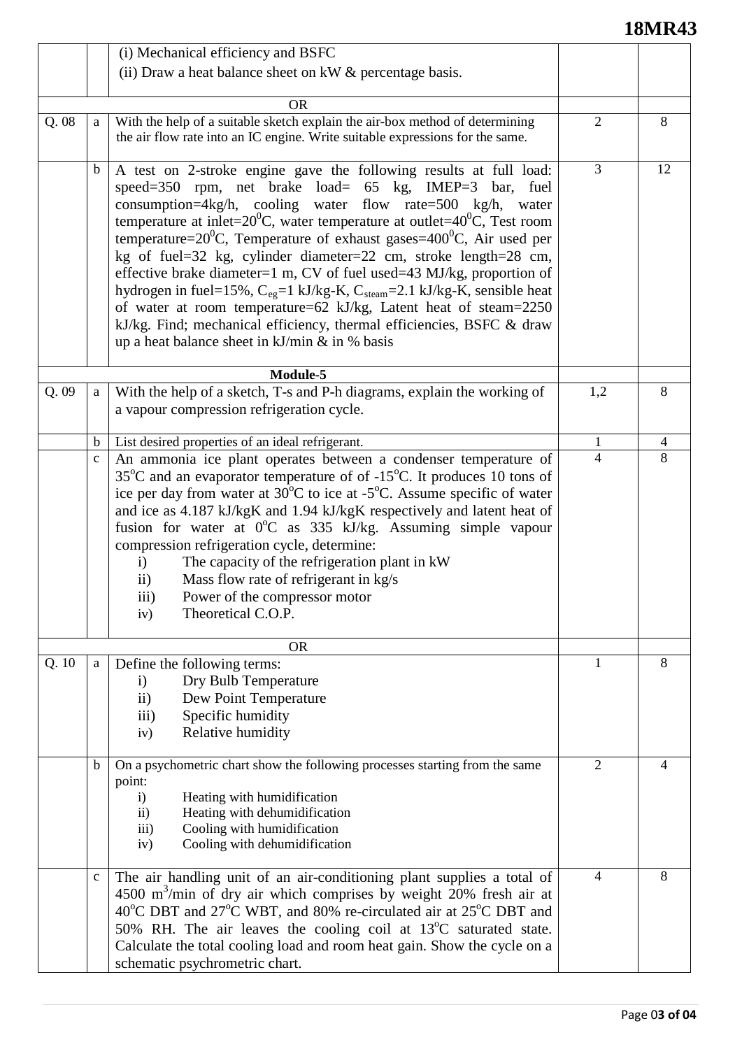| | | | | |
|---|---|---|---|---|
| | | (i) Mechanical efficiency and BSFC<br>(ii) Draw a heat balance sheet on kW & percentage basis. | | |
| | | **OR** | | |
| Q. 08 | a | With the help of a suitable sketch explain the air-box method of determining the air flow rate into an IC engine. Write suitable expressions for the same. | 2 | 8 |
| | b | A test on 2-stroke engine gave the following results at full load: speed=350 rpm, net brake load= 65 kg, IMEP=3 bar, fuel consumption=4kg/h, cooling water flow rate=500 kg/h, water temperature at inlet=$20^0$C, water temperature at outlet=$40^0$C, Test room temperature=$20^0$C, Temperature of exhaust gases=$400^0$C, Air used per kg of fuel=32 kg, cylinder diameter=22 cm, stroke length=28 cm, effective brake diameter=1 m, CV of fuel used=43 MJ/kg, proportion of hydrogen in fuel=15%, $C_{eg}$=1 kJ/kg-K, $C_{steam}$=2.1 kJ/kg-K, sensible heat of water at room temperature=62 kJ/kg, Latent heat of steam=2250 kJ/kg. Find; mechanical efficiency, thermal efficiencies, BSFC & draw up a heat balance sheet in kJ/min & in % basis | 3 | 12 |
| | | **Module-5** | | |
| Q. 09 | a | With the help of a sketch, T-s and P-h diagrams, explain the working of a vapour compression refrigeration cycle. | 1,2 | 8 |
| | b | List desired properties of an ideal refrigerant. | 1 | 4 |
| | c | An ammonia ice plant operates between a condenser temperature of $35^oC$ and an evaporator temperature of of $-15^oC$. It produces 10 tons of ice per day from water at $30^oC$ to ice at $-5^oC$. Assume specific of water and ice as 4.187 kJ/kgK and 1.94 kJ/kgK respectively and latent heat of fusion for water at $0^oC$ as 335 kJ/kg. Assuming simple vapour compression refrigeration cycle, determine:<br>i) The capacity of the refrigeration plant in kW<br>ii) Mass flow rate of refrigerant in kg/s<br>iii) Power of the compressor motor<br>iv) Theoretical C.O.P. | 4 | 8 |
| | | **OR** | | |
| Q. 10 | a | Define the following terms:<br>i) Dry Bulb Temperature<br>ii) Dew Point Temperature<br>iii) Specific humidity<br>iv) Relative humidity | 1 | 8 |
| | b | On a psychometric chart show the following processes starting from the same point:<br>i) Heating with humidification<br>ii) Heating with dehumidification<br>iii) Cooling with humidification<br>iv) Cooling with dehumidification | 2 | 4 |
| | c | The air handling unit of an air-conditioning plant supplies a total of 4500 $m^3$/min of dry air which comprises by weight 20% fresh air at $40^oC$ DBT and $27^oC$ WBT, and 80% re-circulated air at $25^oC$ DBT and 50% RH. The air leaves the cooling coil at $13^oC$ saturated state. Calculate the total cooling load and room heat gain. Show the cycle on a schematic psychrometric chart. | 4 | 8 |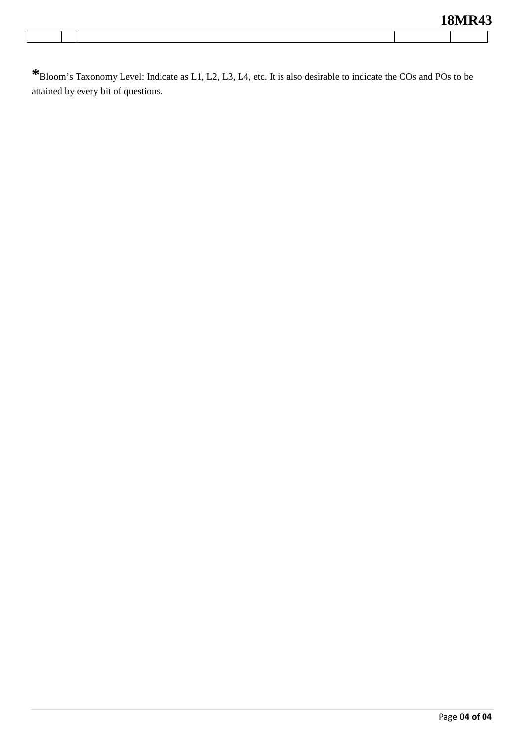| | | | | |
|---|---|---|---|---|
| | | | | |

*Bloom’s Taxonomy Level: Indicate as L1, L2, L3, L4, etc. It is also desirable to indicate the COs and POs to be attained by every bit of questions.